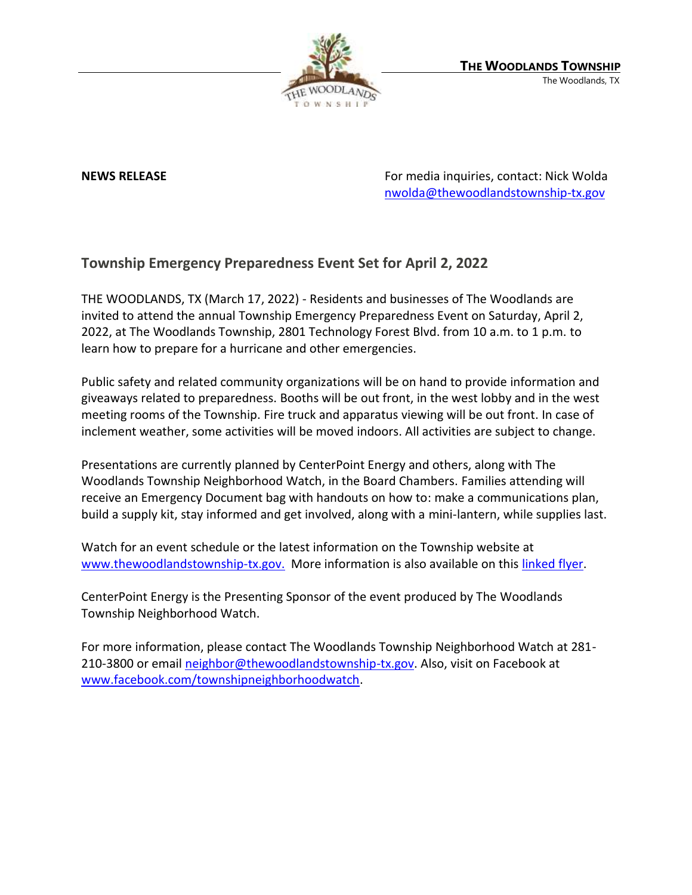**THE WOODLANDS TOWNSHIP**
The Woodlands, TX

**NEWS RELEASE**

For media inquiries, contact: Nick Wolda
nwolda@thewoodlandstownship-tx.gov

## Township Emergency Preparedness Event Set for April 2, 2022

THE WOODLANDS, TX (March 17, 2022) - Residents and businesses of The Woodlands are invited to attend the annual Township Emergency Preparedness Event on Saturday, April 2, 2022, at The Woodlands Township, 2801 Technology Forest Blvd. from 10 a.m. to 1 p.m. to learn how to prepare for a hurricane and other emergencies.

Public safety and related community organizations will be on hand to provide information and giveaways related to preparedness. Booths will be out front, in the west lobby and in the west meeting rooms of the Township. Fire truck and apparatus viewing will be out front. In case of inclement weather, some activities will be moved indoors. All activities are subject to change.

Presentations are currently planned by CenterPoint Energy and others, along with The Woodlands Township Neighborhood Watch, in the Board Chambers. Families attending will receive an Emergency Document bag with handouts on how to: make a communications plan, build a supply kit, stay informed and get involved, along with a mini-lantern, while supplies last.

Watch for an event schedule or the latest information on the Township website at www.thewoodlandstownship-tx.gov. More information is also available on this linked flyer.

CenterPoint Energy is the Presenting Sponsor of the event produced by The Woodlands Township Neighborhood Watch.

For more information, please contact The Woodlands Township Neighborhood Watch at 281-210-3800 or email neighbor@thewoodlandstownship-tx.gov. Also, visit on Facebook at www.facebook.com/townshipneighborhoodwatch.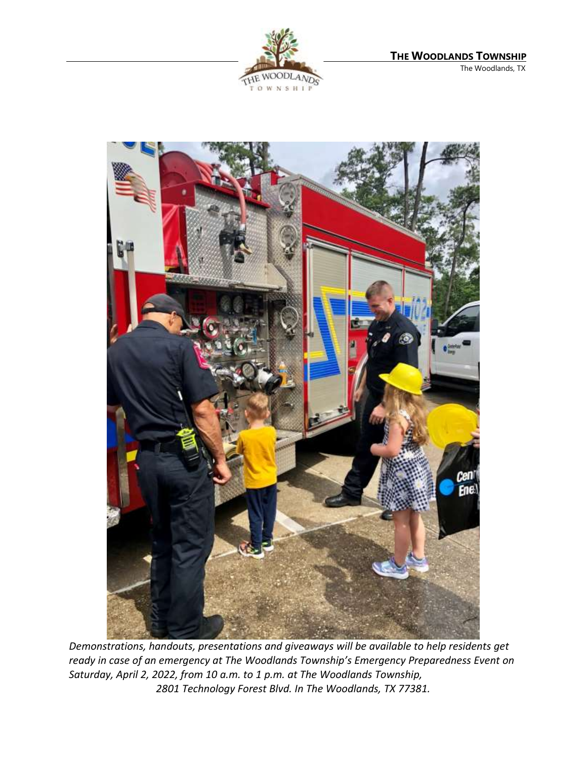*Demonstrations, handouts, presentations and giveaways will be available to help residents get ready in case of an emergency at The Woodlands Township's Emergency Preparedness Event on Saturday, April 2, 2022, from 10 a.m. to 1 p.m. at The Woodlands Township, 2801 Technology Forest Blvd. In The Woodlands, TX 77381.*